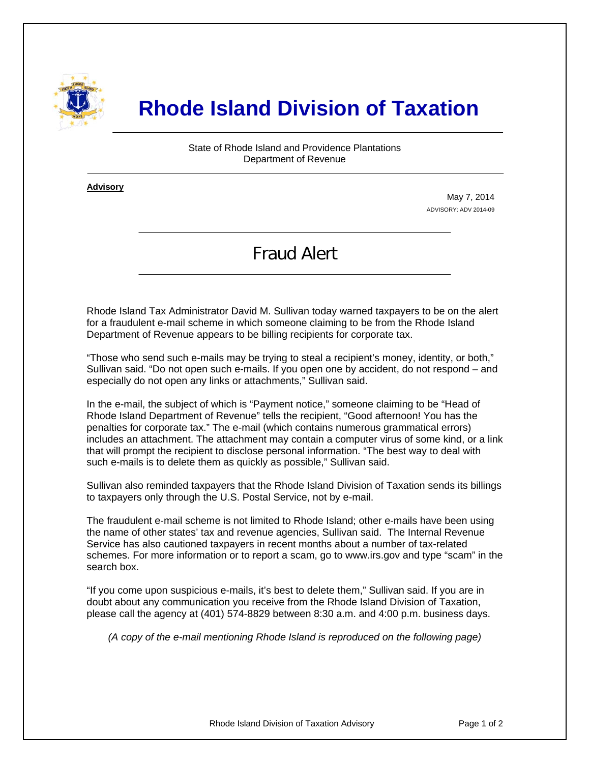# Rhode Island Division of Taxation

State of Rhode Island and Providence Plantations
Department of Revenue

**Advisory**

May 7, 2014
ADVISORY: ADV 2014-09

## Fraud Alert

Rhode Island Tax Administrator David M. Sullivan today warned taxpayers to be on the alert for a fraudulent e-mail scheme in which someone claiming to be from the Rhode Island Department of Revenue appears to be billing recipients for corporate tax.

"Those who send such e-mails may be trying to steal a recipient's money, identity, or both," Sullivan said. "Do not open such e-mails. If you open one by accident, do not respond – and especially do not open any links or attachments," Sullivan said.

In the e-mail, the subject of which is "Payment notice," someone claiming to be "Head of Rhode Island Department of Revenue" tells the recipient, "Good afternoon! You has the penalties for corporate tax." The e-mail (which contains numerous grammatical errors) includes an attachment. The attachment may contain a computer virus of some kind, or a link that will prompt the recipient to disclose personal information. "The best way to deal with such e-mails is to delete them as quickly as possible," Sullivan said.

Sullivan also reminded taxpayers that the Rhode Island Division of Taxation sends its billings to taxpayers only through the U.S. Postal Service, not by e-mail.

The fraudulent e-mail scheme is not limited to Rhode Island; other e-mails have been using the name of other states' tax and revenue agencies, Sullivan said. The Internal Revenue Service has also cautioned taxpayers in recent months about a number of tax-related schemes. For more information or to report a scam, go to www.irs.gov and type "scam" in the search box.

"If you come upon suspicious e-mails, it's best to delete them," Sullivan said. If you are in doubt about any communication you receive from the Rhode Island Division of Taxation, please call the agency at (401) 574-8829 between 8:30 a.m. and 4:00 p.m. business days.

*(A copy of the e-mail mentioning Rhode Island is reproduced on the following page)*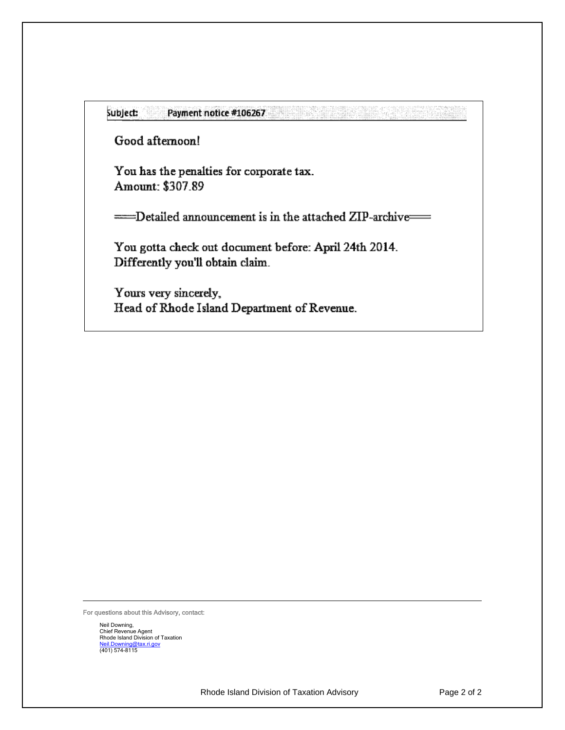Subject: Payment notice #106267

Good afternoon!

You has the penalties for corporate tax.
Amount: $307.89

===Detailed announcement is in the attached ZIP-archive===

You gotta check out document before: April 24th 2014.
Differently you'll obtain claim.

Yours very sincerely,
Head of Rhode Island Department of Revenue.

---

For questions about this Advisory, contact:

Neil Downing,
Chief Revenue Agent
Rhode Island Division of Taxation
Neil.Downing@tax.ri.gov
(401) 574-8115